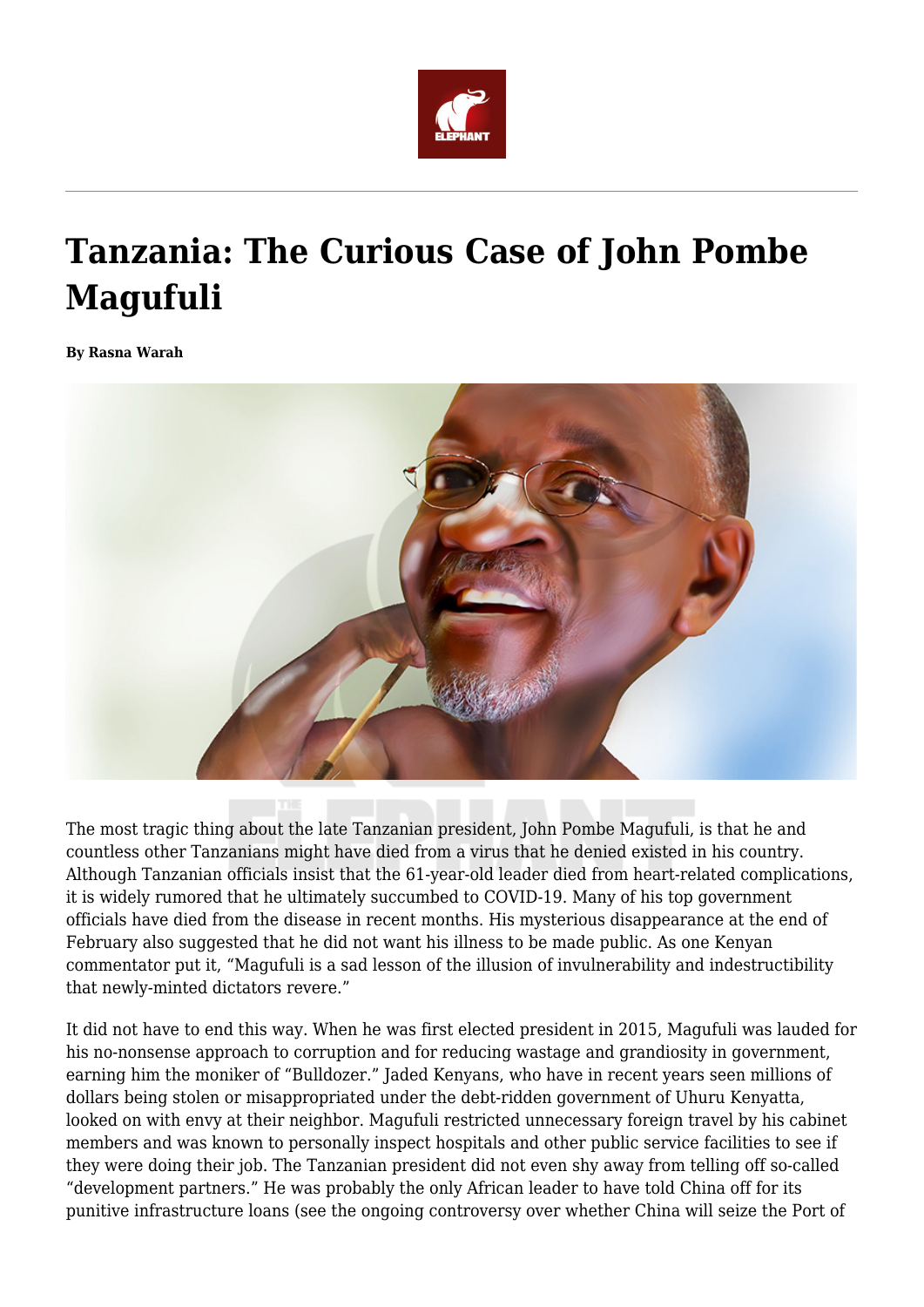# Tanzania: The Curious Case of John Pombe Magufuli

**By Rasna Warah**

The most tragic thing about the late Tanzanian president, John Pombe Magufuli, is that he and countless other Tanzanians might have died from a virus that he denied existed in his country. Although Tanzanian officials insist that the 61-year-old leader died from heart-related complications, it is widely rumored that he ultimately succumbed to COVID-19. Many of his top government officials have died from the disease in recent months. His mysterious disappearance at the end of February also suggested that he did not want his illness to be made public. As one Kenyan commentator put it, "Magufuli is a sad lesson of the illusion of invulnerability and indestructibility that newly-minted dictators revere."

It did not have to end this way. When he was first elected president in 2015, Magufuli was lauded for his no-nonsense approach to corruption and for reducing wastage and grandiosity in government, earning him the moniker of "Bulldozer." Jaded Kenyans, who have in recent years seen millions of dollars being stolen or misappropriated under the debt-ridden government of Uhuru Kenyatta, looked on with envy at their neighbor. Magufuli restricted unnecessary foreign travel by his cabinet members and was known to personally inspect hospitals and other public service facilities to see if they were doing their job. The Tanzanian president did not even shy away from telling off so-called "development partners." He was probably the only African leader to have told China off for its punitive infrastructure loans (see the ongoing controversy over whether China will seize the Port of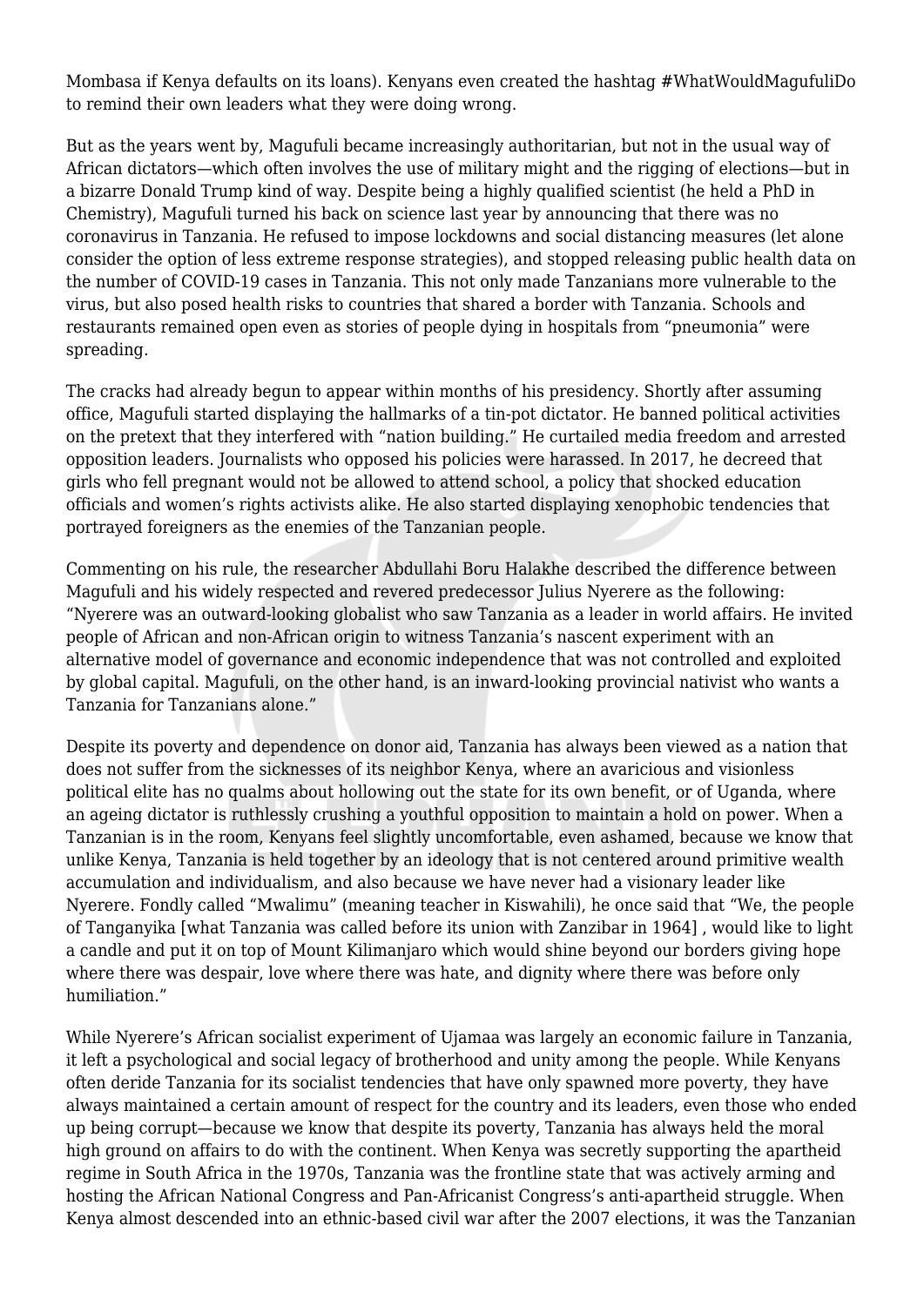Mombasa if Kenya defaults on its loans). Kenyans even created the hashtag #WhatWouldMagufuliDo to remind their own leaders what they were doing wrong.

But as the years went by, Magufuli became increasingly authoritarian, but not in the usual way of African dictators—which often involves the use of military might and the rigging of elections—but in a bizarre Donald Trump kind of way. Despite being a highly qualified scientist (he held a PhD in Chemistry), Magufuli turned his back on science last year by announcing that there was no coronavirus in Tanzania. He refused to impose lockdowns and social distancing measures (let alone consider the option of less extreme response strategies), and stopped releasing public health data on the number of COVID-19 cases in Tanzania. This not only made Tanzanians more vulnerable to the virus, but also posed health risks to countries that shared a border with Tanzania. Schools and restaurants remained open even as stories of people dying in hospitals from "pneumonia" were spreading.

The cracks had already begun to appear within months of his presidency. Shortly after assuming office, Magufuli started displaying the hallmarks of a tin-pot dictator. He banned political activities on the pretext that they interfered with "nation building." He curtailed media freedom and arrested opposition leaders. Journalists who opposed his policies were harassed. In 2017, he decreed that girls who fell pregnant would not be allowed to attend school, a policy that shocked education officials and women's rights activists alike. He also started displaying xenophobic tendencies that portrayed foreigners as the enemies of the Tanzanian people.

Commenting on his rule, the researcher Abdullahi Boru Halakhe described the difference between Magufuli and his widely respected and revered predecessor Julius Nyerere as the following: "Nyerere was an outward-looking globalist who saw Tanzania as a leader in world affairs. He invited people of African and non-African origin to witness Tanzania's nascent experiment with an alternative model of governance and economic independence that was not controlled and exploited by global capital. Magufuli, on the other hand, is an inward-looking provincial nativist who wants a Tanzania for Tanzanians alone."

Despite its poverty and dependence on donor aid, Tanzania has always been viewed as a nation that does not suffer from the sicknesses of its neighbor Kenya, where an avaricious and visionless political elite has no qualms about hollowing out the state for its own benefit, or of Uganda, where an ageing dictator is ruthlessly crushing a youthful opposition to maintain a hold on power. When a Tanzanian is in the room, Kenyans feel slightly uncomfortable, even ashamed, because we know that unlike Kenya, Tanzania is held together by an ideology that is not centered around primitive wealth accumulation and individualism, and also because we have never had a visionary leader like Nyerere. Fondly called "Mwalimu" (meaning teacher in Kiswahili), he once said that "We, the people of Tanganyika [what Tanzania was called before its union with Zanzibar in 1964] , would like to light a candle and put it on top of Mount Kilimanjaro which would shine beyond our borders giving hope where there was despair, love where there was hate, and dignity where there was before only humiliation."

While Nyerere's African socialist experiment of Ujamaa was largely an economic failure in Tanzania, it left a psychological and social legacy of brotherhood and unity among the people. While Kenyans often deride Tanzania for its socialist tendencies that have only spawned more poverty, they have always maintained a certain amount of respect for the country and its leaders, even those who ended up being corrupt—because we know that despite its poverty, Tanzania has always held the moral high ground on affairs to do with the continent. When Kenya was secretly supporting the apartheid regime in South Africa in the 1970s, Tanzania was the frontline state that was actively arming and hosting the African National Congress and Pan-Africanist Congress's anti-apartheid struggle. When Kenya almost descended into an ethnic-based civil war after the 2007 elections, it was the Tanzanian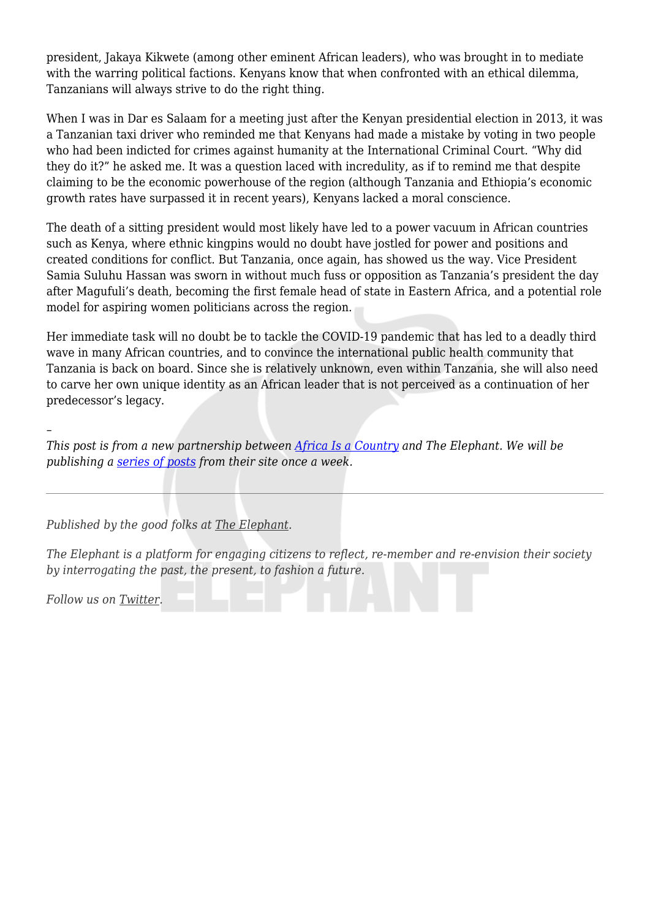president, Jakaya Kikwete (among other eminent African leaders), who was brought in to mediate with the warring political factions. Kenyans know that when confronted with an ethical dilemma, Tanzanians will always strive to do the right thing.

When I was in Dar es Salaam for a meeting just after the Kenyan presidential election in 2013, it was a Tanzanian taxi driver who reminded me that Kenyans had made a mistake by voting in two people who had been indicted for crimes against humanity at the International Criminal Court. "Why did they do it?" he asked me. It was a question laced with incredulity, as if to remind me that despite claiming to be the economic powerhouse of the region (although Tanzania and Ethiopia's economic growth rates have surpassed it in recent years), Kenyans lacked a moral conscience.

The death of a sitting president would most likely have led to a power vacuum in African countries such as Kenya, where ethnic kingpins would no doubt have jostled for power and positions and created conditions for conflict. But Tanzania, once again, has showed us the way. Vice President Samia Suluhu Hassan was sworn in without much fuss or opposition as Tanzania's president the day after Magufuli's death, becoming the first female head of state in Eastern Africa, and a potential role model for aspiring women politicians across the region.

Her immediate task will no doubt be to tackle the COVID-19 pandemic that has led to a deadly third wave in many African countries, and to convince the international public health community that Tanzania is back on board. Since she is relatively unknown, even within Tanzania, she will also need to carve her own unique identity as an African leader that is not perceived as a continuation of her predecessor's legacy.

–

*This post is from a new partnership between Africa Is a Country and The Elephant. We will be publishing a series of posts from their site once a week.*

---

*Published by the good folks at The Elephant.*

*The Elephant is a platform for engaging citizens to reflect, re-member and re-envision their society by interrogating the past, the present, to fashion a future.*

*Follow us on Twitter.*